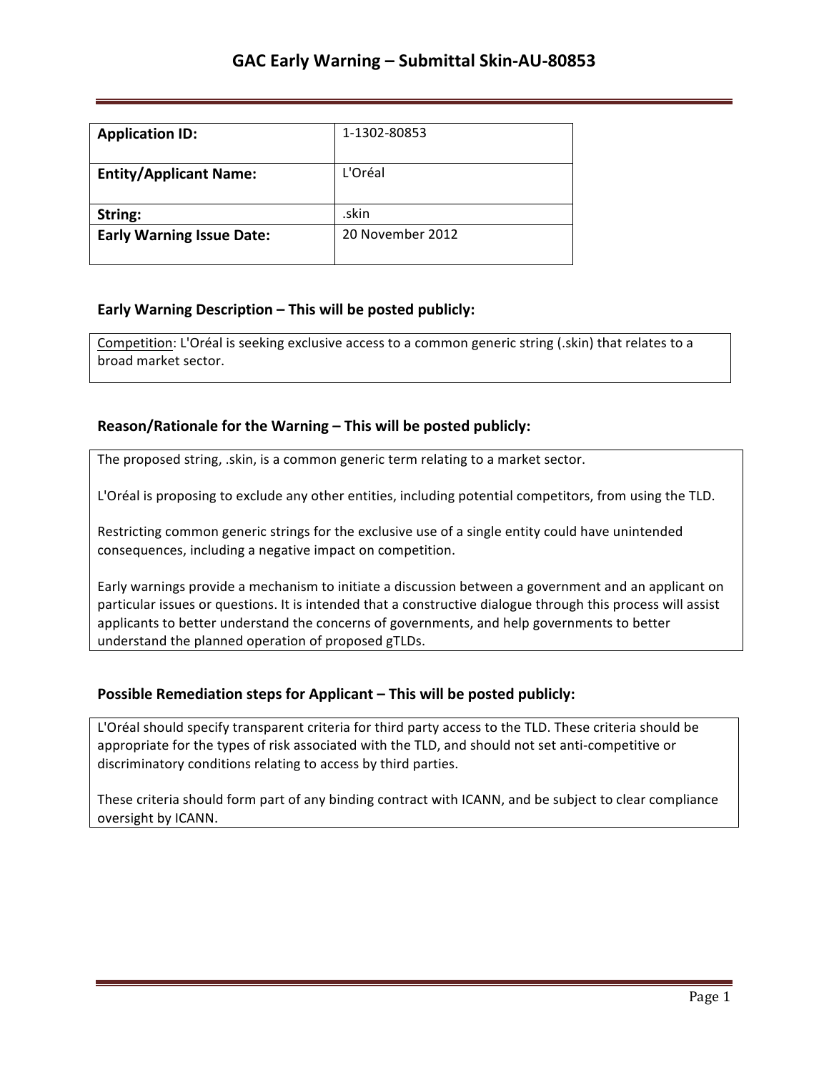# GAC Early Warning – Submittal Skin-AU-80853

| **Application ID:** | 1-1302-80853 |
| --- | --- |
| **Entity/Applicant Name:** | L'Oréal |
| **String:** | .skin |
| **Early Warning Issue Date:** | 20 November 2012 |

## Early Warning Description – This will be posted publicly:

Competition: L'Oréal is seeking exclusive access to a common generic string (.skin) that relates to a broad market sector.

## Reason/Rationale for the Warning – This will be posted publicly:

The proposed string, .skin, is a common generic term relating to a market sector.

L'Oréal is proposing to exclude any other entities, including potential competitors, from using the TLD.

Restricting common generic strings for the exclusive use of a single entity could have unintended consequences, including a negative impact on competition.

Early warnings provide a mechanism to initiate a discussion between a government and an applicant on particular issues or questions. It is intended that a constructive dialogue through this process will assist applicants to better understand the concerns of governments, and help governments to better understand the planned operation of proposed gTLDs.

## Possible Remediation steps for Applicant – This will be posted publicly:

L'Oréal should specify transparent criteria for third party access to the TLD. These criteria should be appropriate for the types of risk associated with the TLD, and should not set anti-competitive or discriminatory conditions relating to access by third parties.

These criteria should form part of any binding contract with ICANN, and be subject to clear compliance oversight by ICANN.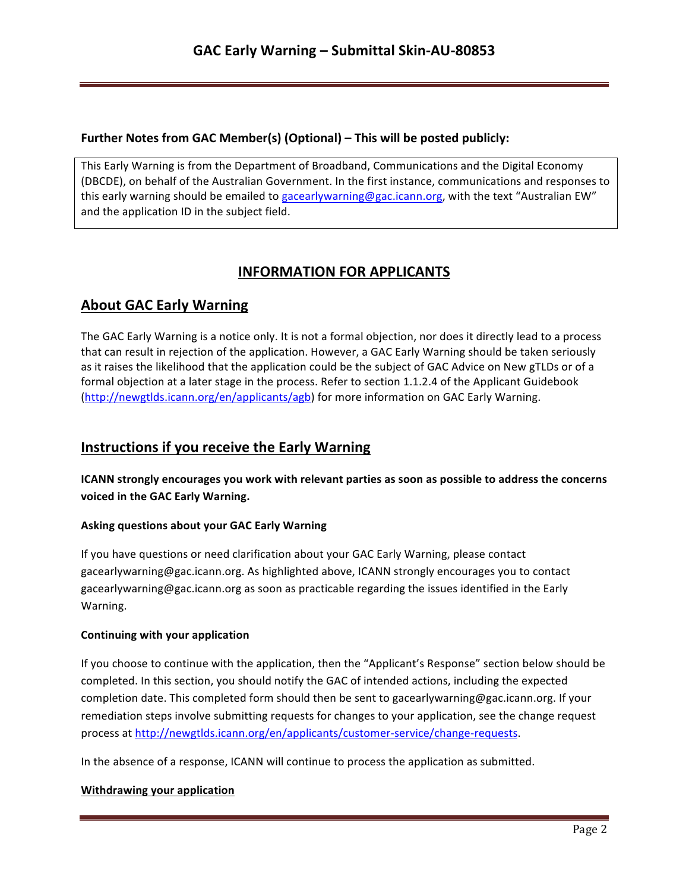**Further Notes from GAC Member(s) (Optional) – This will be posted publicly:**

This Early Warning is from the Department of Broadband, Communications and the Digital Economy (DBCDE), on behalf of the Australian Government. In the first instance, communications and responses to this early warning should be emailed to gacearlywarning@gac.icann.org, with the text "Australian EW" and the application ID in the subject field.

# INFORMATION FOR APPLICANTS

## About GAC Early Warning

The GAC Early Warning is a notice only. It is not a formal objection, nor does it directly lead to a process that can result in rejection of the application. However, a GAC Early Warning should be taken seriously as it raises the likelihood that the application could be the subject of GAC Advice on New gTLDs or of a formal objection at a later stage in the process. Refer to section 1.1.2.4 of the Applicant Guidebook (http://newgtlds.icann.org/en/applicants/agb) for more information on GAC Early Warning.

## Instructions if you receive the Early Warning

**ICANN strongly encourages you work with relevant parties as soon as possible to address the concerns voiced in the GAC Early Warning.**

### Asking questions about your GAC Early Warning

If you have questions or need clarification about your GAC Early Warning, please contact gacearlywarning@gac.icann.org. As highlighted above, ICANN strongly encourages you to contact gacearlywarning@gac.icann.org as soon as practicable regarding the issues identified in the Early Warning.

### Continuing with your application

If you choose to continue with the application, then the "Applicant's Response" section below should be completed. In this section, you should notify the GAC of intended actions, including the expected completion date. This completed form should then be sent to gacearlywarning@gac.icann.org. If your remediation steps involve submitting requests for changes to your application, see the change request process at http://newgtlds.icann.org/en/applicants/customer-service/change-requests.

In the absence of a response, ICANN will continue to process the application as submitted.

### Withdrawing your application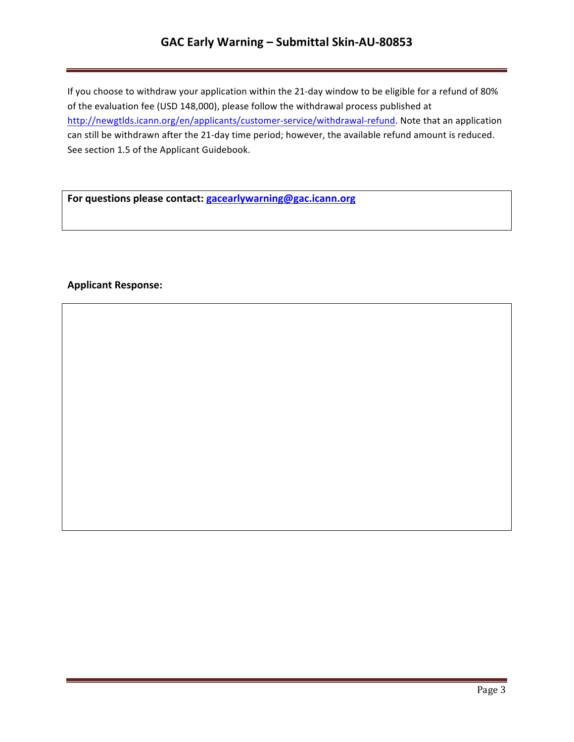If you choose to withdraw your application within the 21-day window to be eligible for a refund of 80% of the evaluation fee (USD 148,000), please follow the withdrawal process published at http://newgtlds.icann.org/en/applicants/customer-service/withdrawal-refund. Note that an application can still be withdrawn after the 21-day time period; however, the available refund amount is reduced. See section 1.5 of the Applicant Guidebook.

**For questions please contact: gacearlywarning@gac.icann.org**

**Applicant Response:**